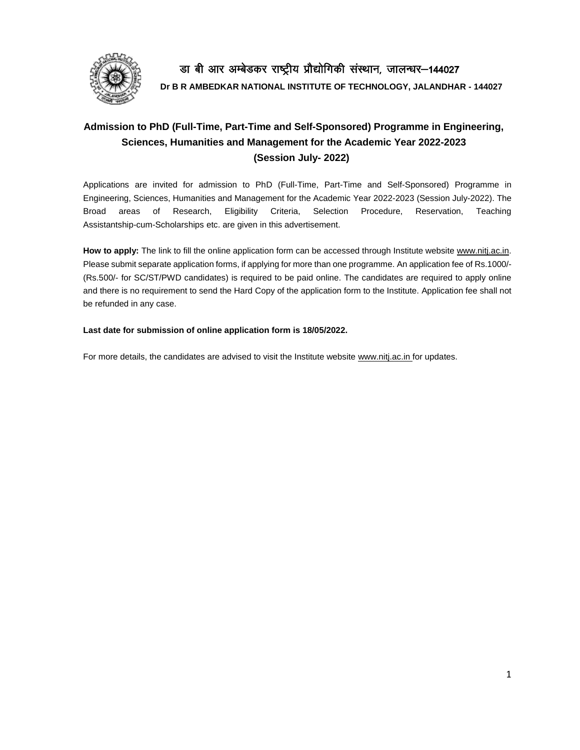डा बी आर अम्बेडकर राष्ट्रीय प्रौद्योगिकी संस्थान, जालन्धर–144027

**Dr B R AMBEDKAR NATIONAL INSTITUTE OF TECHNOLOGY, JALANDHAR - 144027**

## Admission to PhD (Full-Time, Part-Time and Self-Sponsored) Programme in Engineering, Sciences, Humanities and Management for the Academic Year 2022-2023 (Session July- 2022)

Applications are invited for admission to PhD (Full-Time, Part-Time and Self-Sponsored) Programme in Engineering, Sciences, Humanities and Management for the Academic Year 2022-2023 (Session July-2022). The Broad areas of Research, Eligibility Criteria, Selection Procedure, Reservation, Teaching Assistantship-cum-Scholarships etc. are given in this advertisement.

**How to apply:** The link to fill the online application form can be accessed through Institute website www.nitj.ac.in. Please submit separate application forms, if applying for more than one programme. An application fee of Rs.1000/- (Rs.500/- for SC/ST/PWD candidates) is required to be paid online. The candidates are required to apply online and there is no requirement to send the Hard Copy of the application form to the Institute. Application fee shall not be refunded in any case.

**Last date for submission of online application form is 18/05/2022.**

For more details, the candidates are advised to visit the Institute website www.nitj.ac.in for updates.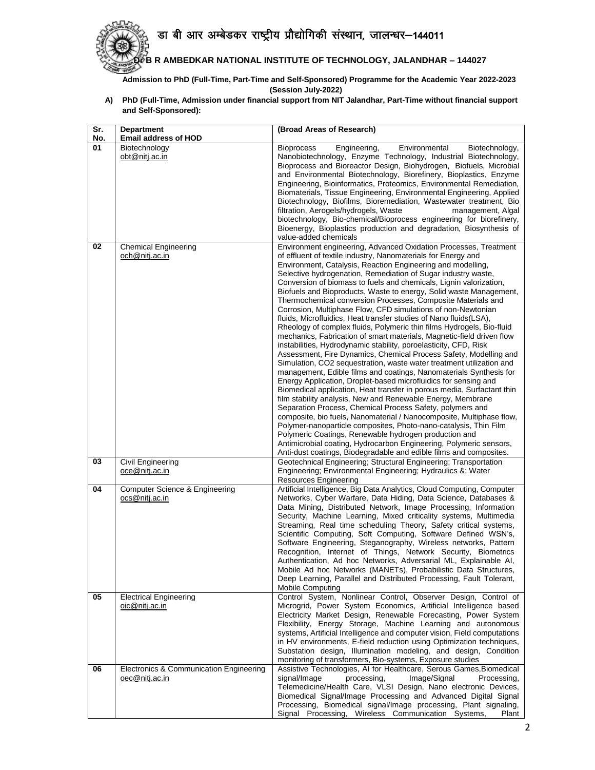# डा बी आर अम्बेडकर राष्ट्रीय प्रौद्योगिकी संस्थान, जालन्धर–144011

## Dr B R AMBEDKAR NATIONAL INSTITUTE OF TECHNOLOGY, JALANDHAR – 144027

**Admission to PhD (Full-Time, Part-Time and Self-Sponsored) Programme for the Academic Year 2022-2023 (Session July-2022)**

**A) PhD (Full-Time, Admission under financial support from NIT Jalandhar, Part-Time without financial support and Self-Sponsored):**

| Sr. No. | Department<br>Email address of HOD | (Broad Areas of Research) |
|---|---|---|
| 01 | Biotechnology<br>obt@nitj.ac.in | Bioprocess Engineering, Environmental Biotechnology, Nanobiotechnology, Enzyme Technology, Industrial Biotechnology, Bioprocess and Bioreactor Design, Biohydrogen, Biofuels, Microbial and Environmental Biotechnology, Biorefinery, Bioplastics, Enzyme Engineering, Bioinformatics, Proteomics, Environmental Remediation, Biomaterials, Tissue Engineering, Environmental Engineering, Applied Biotechnology, Biofilms, Bioremediation, Wastewater treatment, Bio filtration, Aerogels/hydrogels, Waste management, Algal biotechnology, Bio-chemical/Bioprocess engineering for biorefinery, Bioenergy, Bioplastics production and degradation, Biosynthesis of value-added chemicals |
| 02 | Chemical Engineering<br>och@nitj.ac.in | Environment engineering, Advanced Oxidation Processes, Treatment of effluent of textile industry, Nanomaterials for Energy and Environment, Catalysis, Reaction Engineering and modelling, Selective hydrogenation, Remediation of Sugar industry waste, Conversion of biomass to fuels and chemicals, Lignin valorization, Biofuels and Bioproducts, Waste to energy, Solid waste Management, Thermochemical conversion Processes, Composite Materials and Corrosion, Multiphase Flow, CFD simulations of non-Newtonian fluids, Microfluidics, Heat transfer studies of Nano fluids(LSA), Rheology of complex fluids, Polymeric thin films Hydrogels, Bio-fluid mechanics, Fabrication of smart materials, Magnetic-field driven flow instabilities, Hydrodynamic stability, poroelasticity, CFD, Risk Assessment, Fire Dynamics, Chemical Process Safety, Modelling and Simulation, CO2 sequestration, waste water treatment utilization and management, Edible films and coatings, Nanomaterials Synthesis for Energy Application, Droplet-based microfluidics for sensing and Biomedical application, Heat transfer in porous media, Surfactant thin film stability analysis, New and Renewable Energy, Membrane Separation Process, Chemical Process Safety, polymers and composite, bio fuels, Nanomaterial / Nanocomposite, Multiphase flow, Polymer-nanoparticle composites, Photo-nano-catalysis, Thin Film Polymeric Coatings, Renewable hydrogen production and Antimicrobial coating, Hydrocarbon Engineering, Polymeric sensors, Anti-dust coatings, Biodegradable and edible films and composites. |
| 03 | Civil Engineering<br>oce@nitj.ac.in | Geotechnical Engineering; Structural Engineering; Transportation Engineering; Environmental Engineering; Hydraulics &; Water Resources Engineering |
| 04 | Computer Science & Engineering<br>ocs@nitj.ac.in | Artificial Intelligence, Big Data Analytics, Cloud Computing, Computer Networks, Cyber Warfare, Data Hiding, Data Science, Databases & Data Mining, Distributed Network, Image Processing, Information Security, Machine Learning, Mixed criticality systems, Multimedia Streaming, Real time scheduling Theory, Safety critical systems, Scientific Computing, Soft Computing, Software Defined WSN's, Software Engineering, Steganography, Wireless networks, Pattern Recognition, Internet of Things, Network Security, Biometrics Authentication, Ad hoc Networks, Adversarial ML, Explainable AI, Mobile Ad hoc Networks (MANETs), Probabilistic Data Structures, Deep Learning, Parallel and Distributed Processing, Fault Tolerant, Mobile Computing |
| 05 | Electrical Engineering<br>oic@nitj.ac.in | Control System, Nonlinear Control, Observer Design, Control of Microgrid, Power System Economics, Artificial Intelligence based Electricity Market Design, Renewable Forecasting, Power System Flexibility, Energy Storage, Machine Learning and autonomous systems, Artificial Intelligence and computer vision, Field computations in HV environments, E-field reduction using Optimization techniques, Substation design, Illumination modeling, and design, Condition monitoring of transformers, Bio-systems, Exposure studies |
| 06 | Electronics & Communication Engineering<br>oec@nitj.ac.in | Assistive Technologies, AI for Healthcare, Serous Games,Biomedical signal/Image processing, Image/Signal Processing, Telemedicine/Health Care, VLSI Design, Nano electronic Devices, Biomedical Signal/Image Processing and Advanced Digital Signal Processing, Biomedical signal/Image processing, Plant signaling, Signal Processing, Wireless Communication Systems, Plant |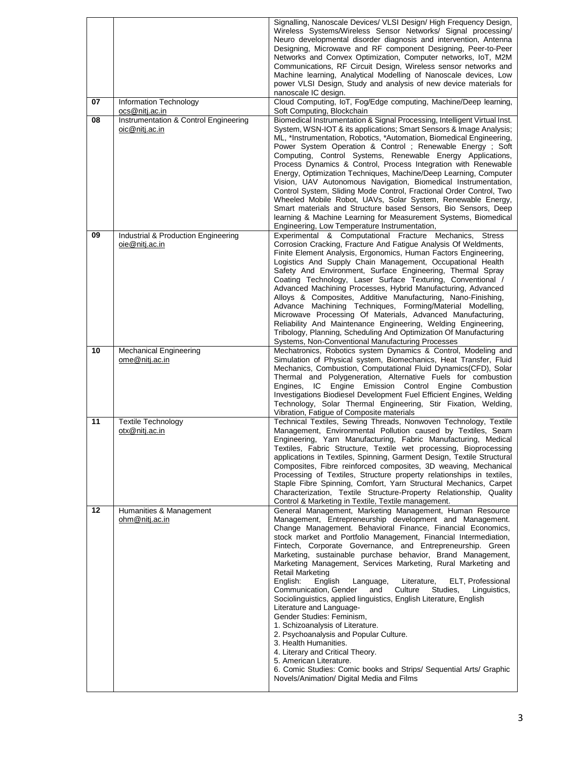| | | |
|---|---|---|
| | | Signalling, Nanoscale Devices/ VLSI Design/ High Frequency Design, Wireless Systems/Wireless Sensor Networks/ Signal processing/ Neuro developmental disorder diagnosis and intervention, Antenna Designing, Microwave and RF component Designing, Peer-to-Peer Networks and Convex Optimization, Computer networks, IoT, M2M Communications, RF Circuit Design, Wireless sensor networks and Machine learning, Analytical Modelling of Nanoscale devices, Low power VLSI Design, Study and analysis of new device materials for nanoscale IC design. |
| 07 | Information Technology<br>ocs@nitj.ac.in | Cloud Computing, IoT, Fog/Edge computing, Machine/Deep learning, Soft Computing, Blockchain |
| 08 | Instrumentation & Control Engineering<br>oic@nitj.ac.in | Biomedical Instrumentation & Signal Processing, Intelligent Virtual Inst. System, WSN-IOT & its applications; Smart Sensors & Image Analysis; ML, *Instrumentation, Robotics, *Automation, Biomedical Engineering, Power System Operation & Control ; Renewable Energy ; Soft Computing, Control Systems, Renewable Energy Applications, Process Dynamics & Control, Process Integration with Renewable Energy, Optimization Techniques, Machine/Deep Learning, Computer Vision, UAV Autonomous Navigation, Biomedical Instrumentation, Control System, Sliding Mode Control, Fractional Order Control, Two Wheeled Mobile Robot, UAVs, Solar System, Renewable Energy, Smart materials and Structure based Sensors, Bio Sensors, Deep learning & Machine Learning for Measurement Systems, Biomedical Engineering, Low Temperature Instrumentation, |
| 09 | Industrial & Production Engineering<br>oie@nitj.ac.in | Experimental & Computational Fracture Mechanics, Stress Corrosion Cracking, Fracture And Fatigue Analysis Of Weldments, Finite Element Analysis, Ergonomics, Human Factors Engineering, Logistics And Supply Chain Management, Occupational Health Safety And Environment, Surface Engineering, Thermal Spray Coating Technology, Laser Surface Texturing, Conventional / Advanced Machining Processes, Hybrid Manufacturing, Advanced Alloys & Composites, Additive Manufacturing, Nano-Finishing, Advance Machining Techniques, Forming/Material Modelling, Microwave Processing Of Materials, Advanced Manufacturing, Reliability And Maintenance Engineering, Welding Engineering, Tribology, Planning, Scheduling And Optimization Of Manufacturing Systems, Non-Conventional Manufacturing Processes |
| 10 | Mechanical Engineering<br>ome@nitj.ac.in | Mechatronics, Robotics system Dynamics & Control, Modeling and Simulation of Physical system, Biomechanics, Heat Transfer, Fluid Mechanics, Combustion, Computational Fluid Dynamics(CFD), Solar Thermal and Polygeneration, Alternative Fuels for combustion Engines, IC Engine Emission Control Engine Combustion Investigations Biodiesel Development Fuel Efficient Engines, Welding Technology, Solar Thermal Engineering, Stir Fixation, Welding, Vibration, Fatigue of Composite materials |
| 11 | Textile Technology<br>otx@nitj.ac.in | Technical Textiles, Sewing Threads, Nonwoven Technology, Textile Management, Environmental Pollution caused by Textiles, Seam Engineering, Yarn Manufacturing, Fabric Manufacturing, Medical Textiles, Fabric Structure, Textile wet processing, Bioprocessing applications in Textiles, Spinning, Garment Design, Textile Structural Composites, Fibre reinforced composites, 3D weaving, Mechanical Processing of Textiles, Structure property relationships in textiles, Staple Fibre Spinning, Comfort, Yarn Structural Mechanics, Carpet Characterization, Textile Structure-Property Relationship, Quality Control & Marketing in Textile, Textile management. |
| 12 | Humanities & Management<br>ohm@nitj.ac.in | General Management, Marketing Management, Human Resource Management, Entrepreneurship development and Management. Change Management. Behavioral Finance, Financial Economics, stock market and Portfolio Management, Financial Intermediation, Fintech, Corporate Governance, and Entrepreneurship. Green Marketing, sustainable purchase behavior, Brand Management, Marketing Management, Services Marketing, Rural Marketing and Retail Marketing<br>English: English Language, Literature, ELT, Professional Communication, Gender and Culture Studies, Linguistics, Sociolinguistics, applied linguistics, English Literature, English Literature and Language-<br>Gender Studies: Feminism,<br>1. Schizoanalysis of Literature.<br>2. Psychoanalysis and Popular Culture.<br>3. Health Humanities.<br>4. Literary and Critical Theory.<br>5. American Literature.<br>6. Comic Studies: Comic books and Strips/ Sequential Arts/ Graphic Novels/Animation/ Digital Media and Films |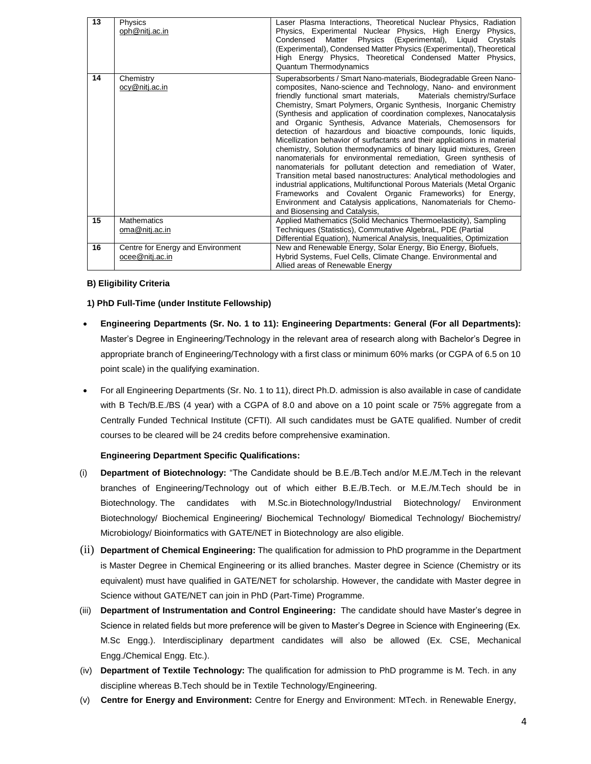| 13 | Physics<br>oph@nitj.ac.in | Laser Plasma Interactions, Theoretical Nuclear Physics, Radiation Physics, Experimental Nuclear Physics, High Energy Physics, Condensed Matter Physics (Experimental), Liquid Crystals (Experimental), Condensed Matter Physics (Experimental), Theoretical High Energy Physics, Theoretical Condensed Matter Physics, Quantum Thermodynamics |
|---|---|---|
| 14 | Chemistry<br>ocy@nitj.ac.in | Superabsorbents / Smart Nano-materials, Biodegradable Green Nano-composites, Nano-science and Technology, Nano- and environment friendly functional smart materials, Materials chemistry/Surface Chemistry, Smart Polymers, Organic Synthesis, Inorganic Chemistry (Synthesis and application of coordination complexes, Nanocatalysis and Organic Synthesis, Advance Materials, Chemosensors for detection of hazardous and bioactive compounds, Ionic liquids, Micellization behavior of surfactants and their applications in material chemistry, Solution thermodynamics of binary liquid mixtures, Green nanomaterials for environmental remediation, Green synthesis of nanomaterials for pollutant detection and remediation of Water, Transition metal based nanostructures: Analytical methodologies and industrial applications, Multifunctional Porous Materials (Metal Organic Frameworks and Covalent Organic Frameworks) for Energy, Environment and Catalysis applications, Nanomaterials for Chemo- and Biosensing and Catalysis, |
| 15 | Mathematics<br>oma@nitj.ac.in | Applied Mathematics (Solid Mechanics Thermoelasticity), Sampling Techniques (Statistics), Commutative AlgebraL, PDE (Partial Differential Equation), Numerical Analysis, Inequalities, Optimization |
| 16 | Centre for Energy and Environment<br>ocee@nitj.ac.in | New and Renewable Energy, Solar Energy, Bio Energy, Biofuels, Hybrid Systems, Fuel Cells, Climate Change. Environmental and Allied areas of Renewable Energy |

**B) Eligibility Criteria**

**1) PhD Full-Time (under Institute Fellowship)**

- **Engineering Departments (Sr. No. 1 to 11): Engineering Departments: General (For all Departments):** Master's Degree in Engineering/Technology in the relevant area of research along with Bachelor's Degree in appropriate branch of Engineering/Technology with a first class or minimum 60% marks (or CGPA of 6.5 on 10 point scale) in the qualifying examination.
- For all Engineering Departments (Sr. No. 1 to 11), direct Ph.D. admission is also available in case of candidate with B Tech/B.E./BS (4 year) with a CGPA of 8.0 and above on a 10 point scale or 75% aggregate from a Centrally Funded Technical Institute (CFTI). All such candidates must be GATE qualified. Number of credit courses to be cleared will be 24 credits before comprehensive examination.

**Engineering Department Specific Qualifications:**

(i) **Department of Biotechnology:** "The Candidate should be B.E./B.Tech and/or M.E./M.Tech in the relevant branches of Engineering/Technology out of which either B.E./B.Tech. or M.E./M.Tech should be in Biotechnology. The candidates with M.Sc.in Biotechnology/Industrial Biotechnology/ Environment Biotechnology/ Biochemical Engineering/ Biochemical Technology/ Biomedical Technology/ Biochemistry/ Microbiology/ Bioinformatics with GATE/NET in Biotechnology are also eligible.

(ii) **Department of Chemical Engineering:** The qualification for admission to PhD programme in the Department is Master Degree in Chemical Engineering or its allied branches. Master degree in Science (Chemistry or its equivalent) must have qualified in GATE/NET for scholarship. However, the candidate with Master degree in Science without GATE/NET can join in PhD (Part-Time) Programme.

(iii) **Department of Instrumentation and Control Engineering:** The candidate should have Master's degree in Science in related fields but more preference will be given to Master's Degree in Science with Engineering (Ex. M.Sc Engg.). Interdisciplinary department candidates will also be allowed (Ex. CSE, Mechanical Engg./Chemical Engg. Etc.).

(iv) **Department of Textile Technology:** The qualification for admission to PhD programme is M. Tech. in any discipline whereas B.Tech should be in Textile Technology/Engineering.

(v) **Centre for Energy and Environment:** Centre for Energy and Environment: MTech. in Renewable Energy,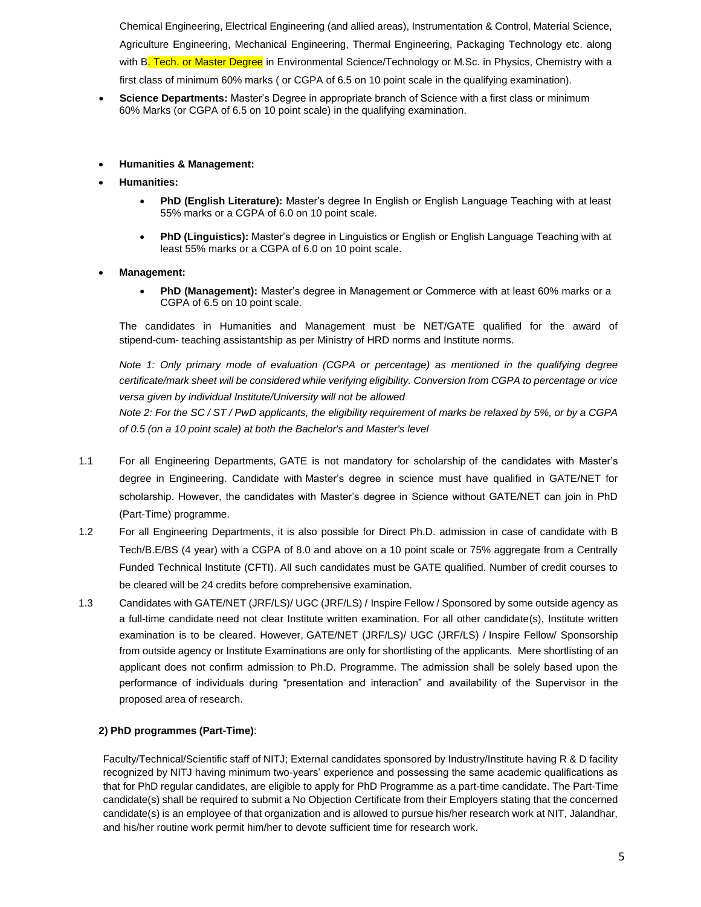Chemical Engineering, Electrical Engineering (and allied areas), Instrumentation & Control, Material Science, Agriculture Engineering, Mechanical Engineering, Thermal Engineering, Packaging Technology etc. along with B. Tech. or Master Degree in Environmental Science/Technology or M.Sc. in Physics, Chemistry with a first class of minimum 60% marks ( or CGPA of 6.5 on 10 point scale in the qualifying examination).

- **Science Departments:** Master's Degree in appropriate branch of Science with a first class or minimum 60% Marks (or CGPA of 6.5 on 10 point scale) in the qualifying examination.

- **Humanities & Management:**
- **Humanities:**
    - **PhD (English Literature):** Master's degree In English or English Language Teaching with at least 55% marks or a CGPA of 6.0 on 10 point scale.
    - **PhD (Linguistics):** Master's degree in Linguistics or English or English Language Teaching with at least 55% marks or a CGPA of 6.0 on 10 point scale.
- **Management:**
    - **PhD (Management):** Master's degree in Management or Commerce with at least 60% marks or a CGPA of 6.5 on 10 point scale.

The candidates in Humanities and Management must be NET/GATE qualified for the award of stipend-cum- teaching assistantship as per Ministry of HRD norms and Institute norms.

*Note 1: Only primary mode of evaluation (CGPA or percentage) as mentioned in the qualifying degree certificate/mark sheet will be considered while verifying eligibility. Conversion from CGPA to percentage or vice versa given by individual Institute/University will not be allowed*

*Note 2: For the SC / ST / PwD applicants, the eligibility requirement of marks be relaxed by 5%, or by a CGPA of 0.5 (on a 10 point scale) at both the Bachelor's and Master's level*

1.1 For all Engineering Departments, GATE is not mandatory for scholarship of the candidates with Master's degree in Engineering. Candidate with Master's degree in science must have qualified in GATE/NET for scholarship. However, the candidates with Master's degree in Science without GATE/NET can join in PhD (Part-Time) programme.

1.2 For all Engineering Departments, it is also possible for Direct Ph.D. admission in case of candidate with B Tech/B.E/BS (4 year) with a CGPA of 8.0 and above on a 10 point scale or 75% aggregate from a Centrally Funded Technical Institute (CFTI). All such candidates must be GATE qualified. Number of credit courses to be cleared will be 24 credits before comprehensive examination.

1.3 Candidates with GATE/NET (JRF/LS)/ UGC (JRF/LS) / Inspire Fellow / Sponsored by some outside agency as a full-time candidate need not clear Institute written examination. For all other candidate(s), Institute written examination is to be cleared. However, GATE/NET (JRF/LS)/ UGC (JRF/LS) / Inspire Fellow/ Sponsorship from outside agency or Institute Examinations are only for shortlisting of the applicants. Mere shortlisting of an applicant does not confirm admission to Ph.D. Programme. The admission shall be solely based upon the performance of individuals during "presentation and interaction" and availability of the Supervisor in the proposed area of research.

**2) PhD programmes (Part-Time)**:

Faculty/Technical/Scientific staff of NITJ; External candidates sponsored by Industry/Institute having R & D facility recognized by NITJ having minimum two-years' experience and possessing the same academic qualifications as that for PhD regular candidates, are eligible to apply for PhD Programme as a part-time candidate. The Part-Time candidate(s) shall be required to submit a No Objection Certificate from their Employers stating that the concerned candidate(s) is an employee of that organization and is allowed to pursue his/her research work at NIT, Jalandhar, and his/her routine work permit him/her to devote sufficient time for research work.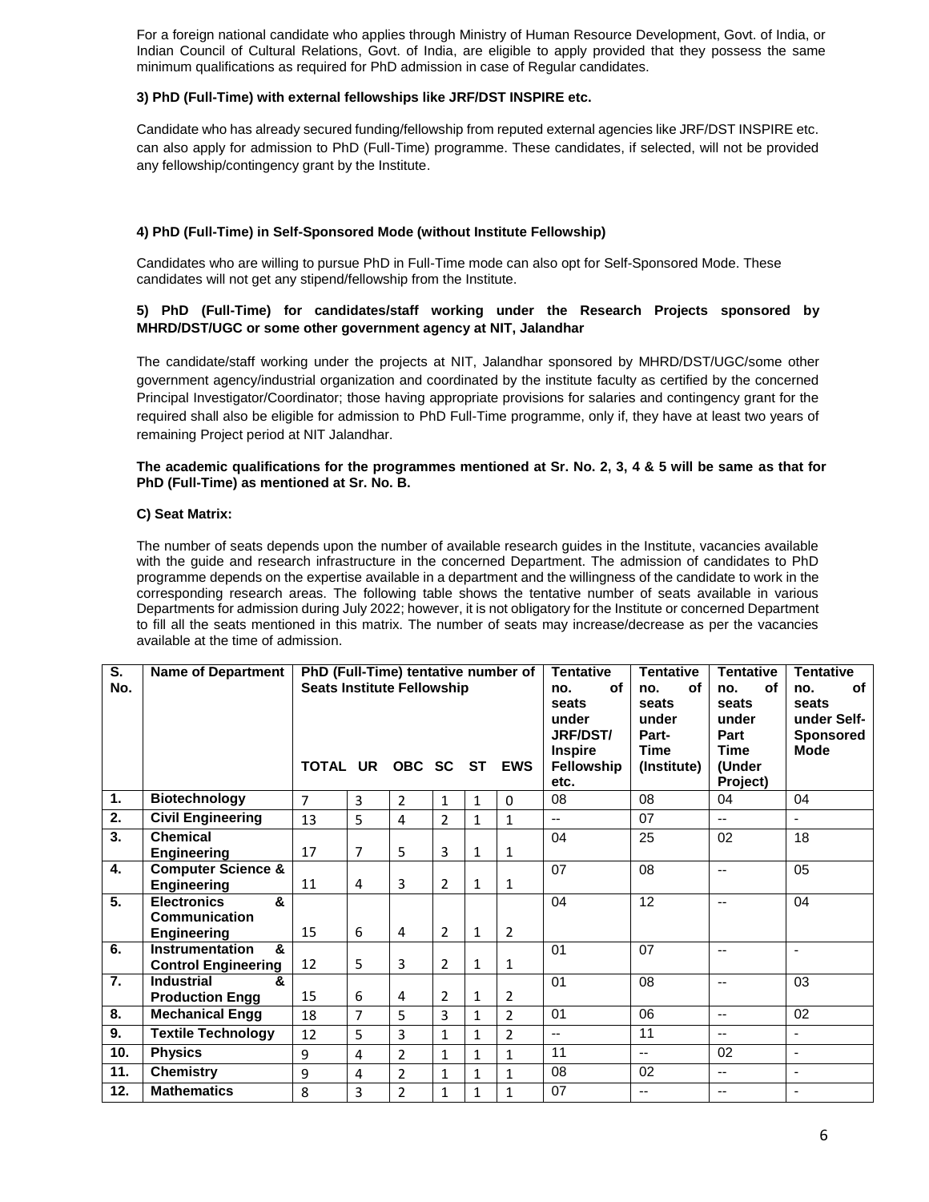For a foreign national candidate who applies through Ministry of Human Resource Development, Govt. of India, or Indian Council of Cultural Relations, Govt. of India, are eligible to apply provided that they possess the same minimum qualifications as required for PhD admission in case of Regular candidates.

**3) PhD (Full-Time) with external fellowships like JRF/DST INSPIRE etc.**

Candidate who has already secured funding/fellowship from reputed external agencies like JRF/DST INSPIRE etc. can also apply for admission to PhD (Full-Time) programme. These candidates, if selected, will not be provided any fellowship/contingency grant by the Institute.

**4) PhD (Full-Time) in Self-Sponsored Mode (without Institute Fellowship)**

Candidates who are willing to pursue PhD in Full-Time mode can also opt for Self-Sponsored Mode. These candidates will not get any stipend/fellowship from the Institute.

**5) PhD (Full-Time) for candidates/staff working under the Research Projects sponsored by MHRD/DST/UGC or some other government agency at NIT, Jalandhar**

The candidate/staff working under the projects at NIT, Jalandhar sponsored by MHRD/DST/UGC/some other government agency/industrial organization and coordinated by the institute faculty as certified by the concerned Principal Investigator/Coordinator; those having appropriate provisions for salaries and contingency grant for the required shall also be eligible for admission to PhD Full-Time programme, only if, they have at least two years of remaining Project period at NIT Jalandhar.

**The academic qualifications for the programmes mentioned at Sr. No. 2, 3, 4 & 5 will be same as that for PhD (Full-Time) as mentioned at Sr. No. B.**

**C) Seat Matrix:**

The number of seats depends upon the number of available research guides in the Institute, vacancies available with the guide and research infrastructure in the concerned Department. The admission of candidates to PhD programme depends on the expertise available in a department and the willingness of the candidate to work in the corresponding research areas. The following table shows the tentative number of seats available in various Departments for admission during July 2022; however, it is not obligatory for the Institute or concerned Department to fill all the seats mentioned in this matrix. The number of seats may increase/decrease as per the vacancies available at the time of admission.

| S. No. | Name of Department | PhD (Full-Time) tentative number of Seats Institute Fellowship | | | | | | Tentative no. of seats under JRF/DST/ Inspire Fellowship etc. | Tentative no. of seats under Part-Time (Institute) | Tentative no. of seats under Part Time (Under Project) | Tentative no. of seats under Self-Sponsored Mode |
|---|---|---|---|---|---|---|---|---|---|---|---|
| | | TOTAL | UR | OBC | SC | ST | EWS | | | | |
| 1. | Biotechnology | 7 | 3 | 2 | 1 | 1 | 0 | 08 | 08 | 04 | 04 |
| 2. | Civil Engineering | 13 | 5 | 4 | 2 | 1 | 1 | -- | 07 | -- | - |
| 3. | Chemical Engineering | 17 | 7 | 5 | 3 | 1 | 1 | 04 | 25 | 02 | 18 |
| 4. | Computer Science & Engineering | 11 | 4 | 3 | 2 | 1 | 1 | 07 | 08 | -- | 05 |
| 5. | Electronics & Communication Engineering | 15 | 6 | 4 | 2 | 1 | 2 | 04 | 12 | -- | 04 |
| 6. | Instrumentation & Control Engineering | 12 | 5 | 3 | 2 | 1 | 1 | 01 | 07 | -- | - |
| 7. | Industrial & Production Engg | 15 | 6 | 4 | 2 | 1 | 2 | 01 | 08 | -- | 03 |
| 8. | Mechanical Engg | 18 | 7 | 5 | 3 | 1 | 2 | 01 | 06 | -- | 02 |
| 9. | Textile Technology | 12 | 5 | 3 | 1 | 1 | 2 | -- | 11 | -- | - |
| 10. | Physics | 9 | 4 | 2 | 1 | 1 | 1 | 11 | -- | 02 | - |
| 11. | Chemistry | 9 | 4 | 2 | 1 | 1 | 1 | 08 | 02 | -- | - |
| 12. | Mathematics | 8 | 3 | 2 | 1 | 1 | 1 | 07 | -- | -- | - |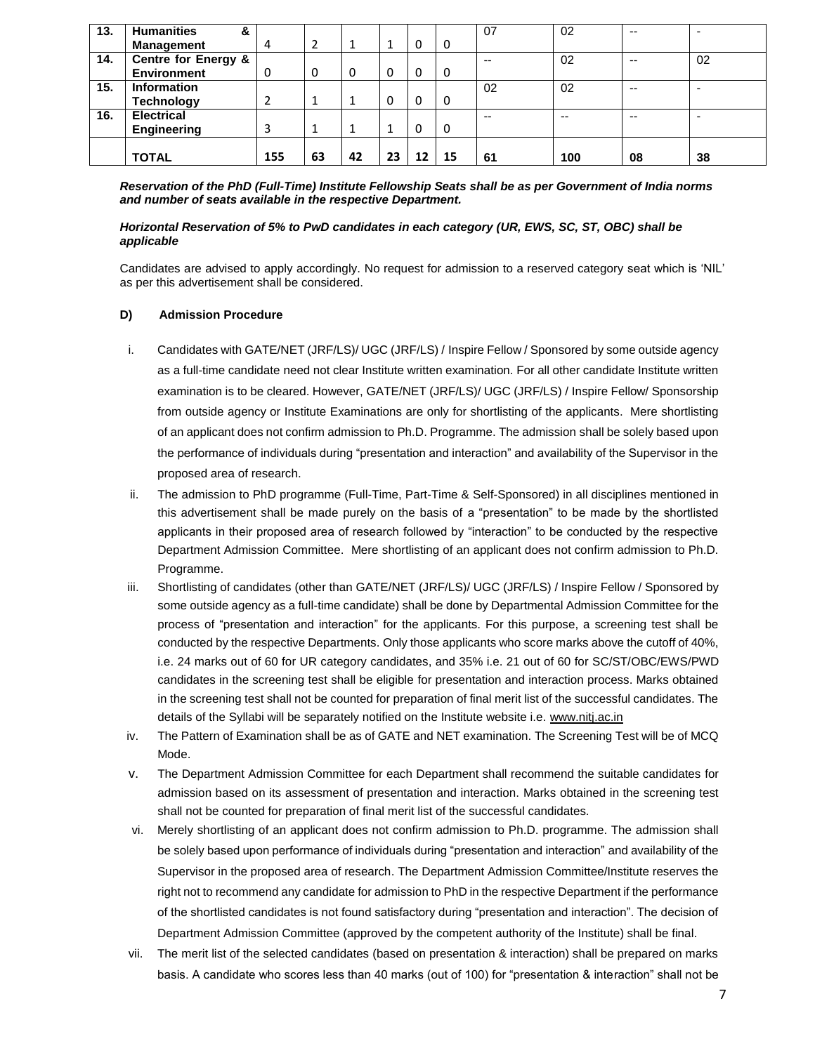| 13. | Humanities & Management | 4 | 2 | 1 | 1 | 0 | 0 | 07 | 02 | -- | - |
|---|---|---|---|---|---|---|---|---|---|---|---|
| 14. | Centre for Energy & Environment | 0 | 0 | 0 | 0 | 0 | 0 | -- | 02 | -- | 02 |
| 15. | Information Technology | 2 | 1 | 1 | 0 | 0 | 0 | 02 | 02 | -- | - |
| 16. | Electrical Engineering | 3 | 1 | 1 | 1 | 0 | 0 | -- | -- | -- | - |
| | **TOTAL** | **155** | **63** | **42** | **23** | **12** | **15** | **61** | **100** | **08** | **38** |

***Reservation of the PhD (Full-Time) Institute Fellowship Seats shall be as per Government of India norms and number of seats available in the respective Department.***

***Horizontal Reservation of 5% to PwD candidates in each category (UR, EWS, SC, ST, OBC) shall be applicable***

Candidates are advised to apply accordingly. No request for admission to a reserved category seat which is 'NIL' as per this advertisement shall be considered.

**D) Admission Procedure**

i. Candidates with GATE/NET (JRF/LS)/ UGC (JRF/LS) / Inspire Fellow / Sponsored by some outside agency as a full-time candidate need not clear Institute written examination. For all other candidate Institute written examination is to be cleared. However, GATE/NET (JRF/LS)/ UGC (JRF/LS) / Inspire Fellow/ Sponsorship from outside agency or Institute Examinations are only for shortlisting of the applicants. Mere shortlisting of an applicant does not confirm admission to Ph.D. Programme. The admission shall be solely based upon the performance of individuals during "presentation and interaction" and availability of the Supervisor in the proposed area of research.

ii. The admission to PhD programme (Full-Time, Part-Time & Self-Sponsored) in all disciplines mentioned in this advertisement shall be made purely on the basis of a "presentation" to be made by the shortlisted applicants in their proposed area of research followed by "interaction" to be conducted by the respective Department Admission Committee. Mere shortlisting of an applicant does not confirm admission to Ph.D. Programme.

iii. Shortlisting of candidates (other than GATE/NET (JRF/LS)/ UGC (JRF/LS) / Inspire Fellow / Sponsored by some outside agency as a full-time candidate) shall be done by Departmental Admission Committee for the process of "presentation and interaction" for the applicants. For this purpose, a screening test shall be conducted by the respective Departments. Only those applicants who score marks above the cutoff of 40%, i.e. 24 marks out of 60 for UR category candidates, and 35% i.e. 21 out of 60 for SC/ST/OBC/EWS/PWD candidates in the screening test shall be eligible for presentation and interaction process. Marks obtained in the screening test shall not be counted for preparation of final merit list of the successful candidates. The details of the Syllabi will be separately notified on the Institute website i.e. www.nitj.ac.in

iv. The Pattern of Examination shall be as of GATE and NET examination. The Screening Test will be of MCQ Mode.

v. The Department Admission Committee for each Department shall recommend the suitable candidates for admission based on its assessment of presentation and interaction. Marks obtained in the screening test shall not be counted for preparation of final merit list of the successful candidates.

vi. Merely shortlisting of an applicant does not confirm admission to Ph.D. programme. The admission shall be solely based upon performance of individuals during "presentation and interaction" and availability of the Supervisor in the proposed area of research. The Department Admission Committee/Institute reserves the right not to recommend any candidate for admission to PhD in the respective Department if the performance of the shortlisted candidates is not found satisfactory during "presentation and interaction". The decision of Department Admission Committee (approved by the competent authority of the Institute) shall be final.

vii. The merit list of the selected candidates (based on presentation & interaction) shall be prepared on marks basis. A candidate who scores less than 40 marks (out of 100) for "presentation & interaction" shall not be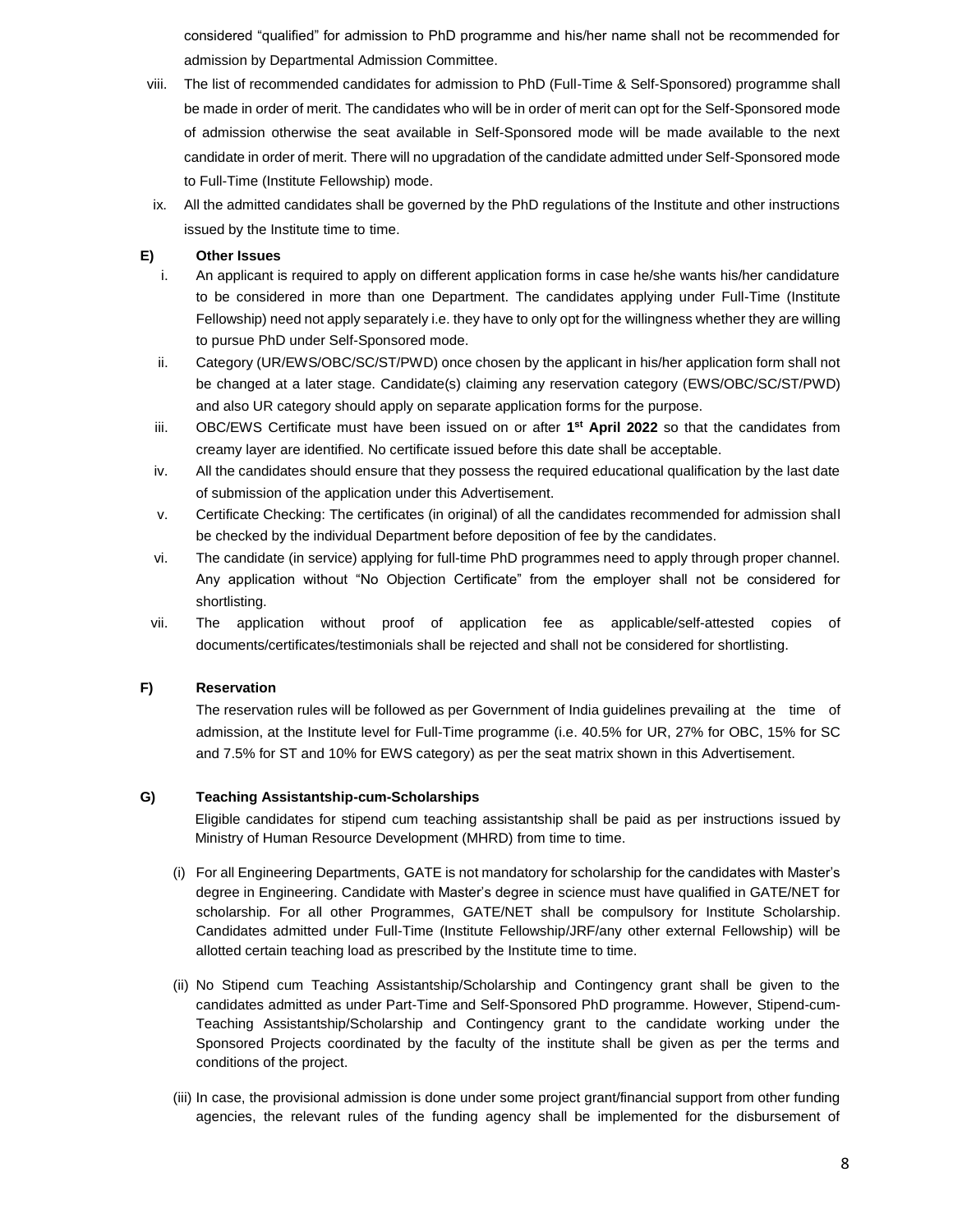considered "qualified" for admission to PhD programme and his/her name shall not be recommended for admission by Departmental Admission Committee.

viii. The list of recommended candidates for admission to PhD (Full-Time & Self-Sponsored) programme shall be made in order of merit. The candidates who will be in order of merit can opt for the Self-Sponsored mode of admission otherwise the seat available in Self-Sponsored mode will be made available to the next candidate in order of merit. There will no upgradation of the candidate admitted under Self-Sponsored mode to Full-Time (Institute Fellowship) mode.

ix. All the admitted candidates shall be governed by the PhD regulations of the Institute and other instructions issued by the Institute time to time.

**E) Other Issues**

i. An applicant is required to apply on different application forms in case he/she wants his/her candidature to be considered in more than one Department. The candidates applying under Full-Time (Institute Fellowship) need not apply separately i.e. they have to only opt for the willingness whether they are willing to pursue PhD under Self-Sponsored mode.

ii. Category (UR/EWS/OBC/SC/ST/PWD) once chosen by the applicant in his/her application form shall not be changed at a later stage. Candidate(s) claiming any reservation category (EWS/OBC/SC/ST/PWD) and also UR category should apply on separate application forms for the purpose.

iii. OBC/EWS Certificate must have been issued on or after **1st April 2022** so that the candidates from creamy layer are identified. No certificate issued before this date shall be acceptable.

iv. All the candidates should ensure that they possess the required educational qualification by the last date of submission of the application under this Advertisement.

v. Certificate Checking: The certificates (in original) of all the candidates recommended for admission shall be checked by the individual Department before deposition of fee by the candidates.

vi. The candidate (in service) applying for full-time PhD programmes need to apply through proper channel. Any application without "No Objection Certificate" from the employer shall not be considered for shortlisting.

vii. The application without proof of application fee as applicable/self-attested copies of documents/certificates/testimonials shall be rejected and shall not be considered for shortlisting.

**F) Reservation**

The reservation rules will be followed as per Government of India guidelines prevailing at the time of admission, at the Institute level for Full-Time programme (i.e. 40.5% for UR, 27% for OBC, 15% for SC and 7.5% for ST and 10% for EWS category) as per the seat matrix shown in this Advertisement.

**G) Teaching Assistantship-cum-Scholarships**

Eligible candidates for stipend cum teaching assistantship shall be paid as per instructions issued by Ministry of Human Resource Development (MHRD) from time to time.

(i) For all Engineering Departments, GATE is not mandatory for scholarship for the candidates with Master's degree in Engineering. Candidate with Master's degree in science must have qualified in GATE/NET for scholarship. For all other Programmes, GATE/NET shall be compulsory for Institute Scholarship. Candidates admitted under Full-Time (Institute Fellowship/JRF/any other external Fellowship) will be allotted certain teaching load as prescribed by the Institute time to time.

(ii) No Stipend cum Teaching Assistantship/Scholarship and Contingency grant shall be given to the candidates admitted as under Part-Time and Self-Sponsored PhD programme. However, Stipend-cum-Teaching Assistantship/Scholarship and Contingency grant to the candidate working under the Sponsored Projects coordinated by the faculty of the institute shall be given as per the terms and conditions of the project.

(iii) In case, the provisional admission is done under some project grant/financial support from other funding agencies, the relevant rules of the funding agency shall be implemented for the disbursement of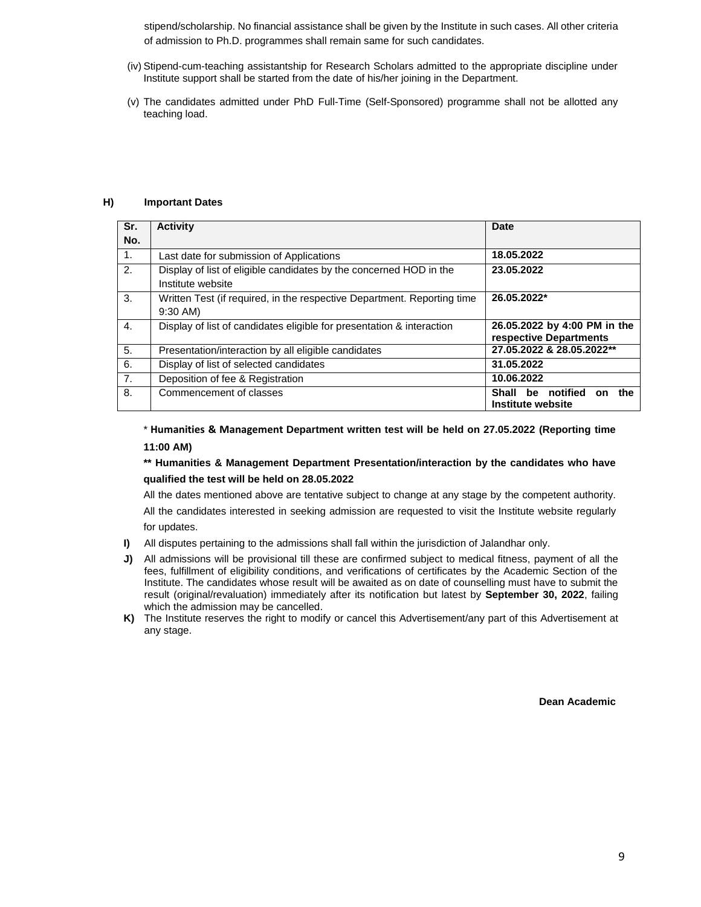stipend/scholarship. No financial assistance shall be given by the Institute in such cases. All other criteria of admission to Ph.D. programmes shall remain same for such candidates.

(iv) Stipend-cum-teaching assistantship for Research Scholars admitted to the appropriate discipline under Institute support shall be started from the date of his/her joining in the Department.

(v) The candidates admitted under PhD Full-Time (Self-Sponsored) programme shall not be allotted any teaching load.

**H) Important Dates**

| Sr. No. | Activity | Date |
|---|---|---|
| 1. | Last date for submission of Applications | **18.05.2022** |
| 2. | Display of list of eligible candidates by the concerned HOD in the Institute website | **23.05.2022** |
| 3. | Written Test (if required, in the respective Department. Reporting time 9:30 AM) | **26.05.2022*** |
| 4. | Display of list of candidates eligible for presentation & interaction | **26.05.2022 by 4:00 PM in the respective Departments** |
| 5. | Presentation/interaction by all eligible candidates | **27.05.2022 & 28.05.2022**** |
| 6. | Display of list of selected candidates | **31.05.2022** |
| 7. | Deposition of fee & Registration | **10.06.2022** |
| 8. | Commencement of classes | **Shall be notified on the Institute website** |

* **Humanities & Management Department written test will be held on 27.05.2022 (Reporting time 11:00 AM)**

**** Humanities & Management Department Presentation/interaction by the candidates who have qualified the test will be held on 28.05.2022**

All the dates mentioned above are tentative subject to change at any stage by the competent authority. All the candidates interested in seeking admission are requested to visit the Institute website regularly for updates.

**I)** All disputes pertaining to the admissions shall fall within the jurisdiction of Jalandhar only.

**J)** All admissions will be provisional till these are confirmed subject to medical fitness, payment of all the fees, fulfillment of eligibility conditions, and verifications of certificates by the Academic Section of the Institute. The candidates whose result will be awaited as on date of counselling must have to submit the result (original/revaluation) immediately after its notification but latest by **September 30, 2022**, failing which the admission may be cancelled.

**K)** The Institute reserves the right to modify or cancel this Advertisement/any part of this Advertisement at any stage.

**Dean Academic**